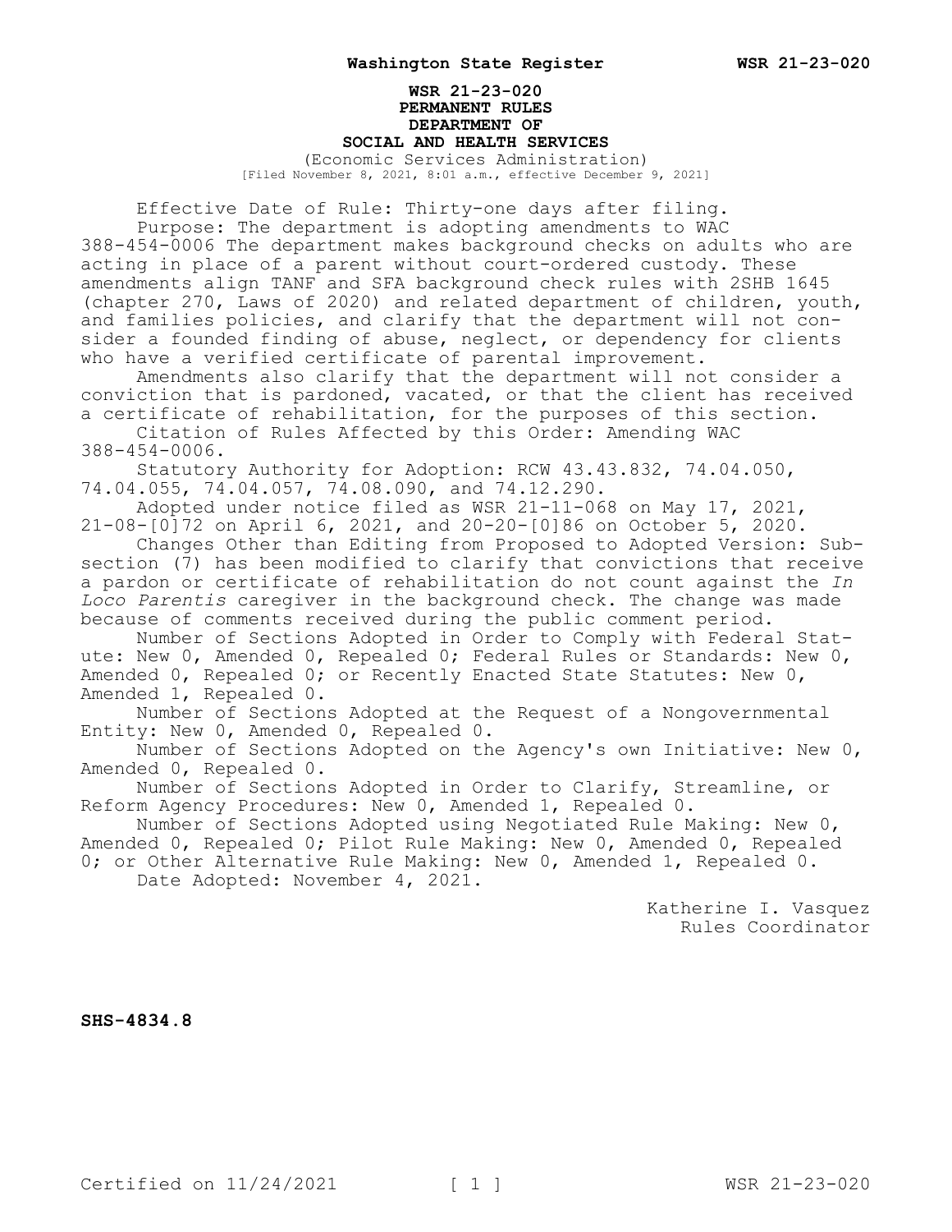# WSR 21-23-020
## PERMANENT RULES
## DEPARTMENT OF
## SOCIAL AND HEALTH SERVICES

(Economic Services Administration)
[Filed November 8, 2021, 8:01 a.m., effective December 9, 2021]

Effective Date of Rule: Thirty-one days after filing.

Purpose: The department is adopting amendments to WAC 388-454-0006 The department makes background checks on adults who are acting in place of a parent without court-ordered custody. These amendments align TANF and SFA background check rules with 2SHB 1645 (chapter 270, Laws of 2020) and related department of children, youth, and families policies, and clarify that the department will not consider a founded finding of abuse, neglect, or dependency for clients who have a verified certificate of parental improvement.

Amendments also clarify that the department will not consider a conviction that is pardoned, vacated, or that the client has received a certificate of rehabilitation, for the purposes of this section.

Citation of Rules Affected by this Order: Amending WAC 388-454-0006.

Statutory Authority for Adoption: RCW 43.43.832, 74.04.050, 74.04.055, 74.04.057, 74.08.090, and 74.12.290.

Adopted under notice filed as WSR 21-11-068 on May 17, 2021, 21-08-[0]72 on April 6, 2021, and 20-20-[0]86 on October 5, 2020.

Changes Other than Editing from Proposed to Adopted Version: Subsection (7) has been modified to clarify that convictions that receive a pardon or certificate of rehabilitation do not count against the *In Loco Parentis* caregiver in the background check. The change was made because of comments received during the public comment period.

Number of Sections Adopted in Order to Comply with Federal Statute: New 0, Amended 0, Repealed 0; Federal Rules or Standards: New 0, Amended 0, Repealed 0; or Recently Enacted State Statutes: New 0, Amended 1, Repealed 0.

Number of Sections Adopted at the Request of a Nongovernmental Entity: New 0, Amended 0, Repealed 0.

Number of Sections Adopted on the Agency's own Initiative: New 0, Amended 0, Repealed 0.

Number of Sections Adopted in Order to Clarify, Streamline, or Reform Agency Procedures: New 0, Amended 1, Repealed 0.

Number of Sections Adopted using Negotiated Rule Making: New 0, Amended 0, Repealed 0; Pilot Rule Making: New 0, Amended 0, Repealed 0; or Other Alternative Rule Making: New 0, Amended 1, Repealed 0.

Date Adopted: November 4, 2021.

Katherine I. Vasquez
Rules Coordinator

**SHS-4834.8**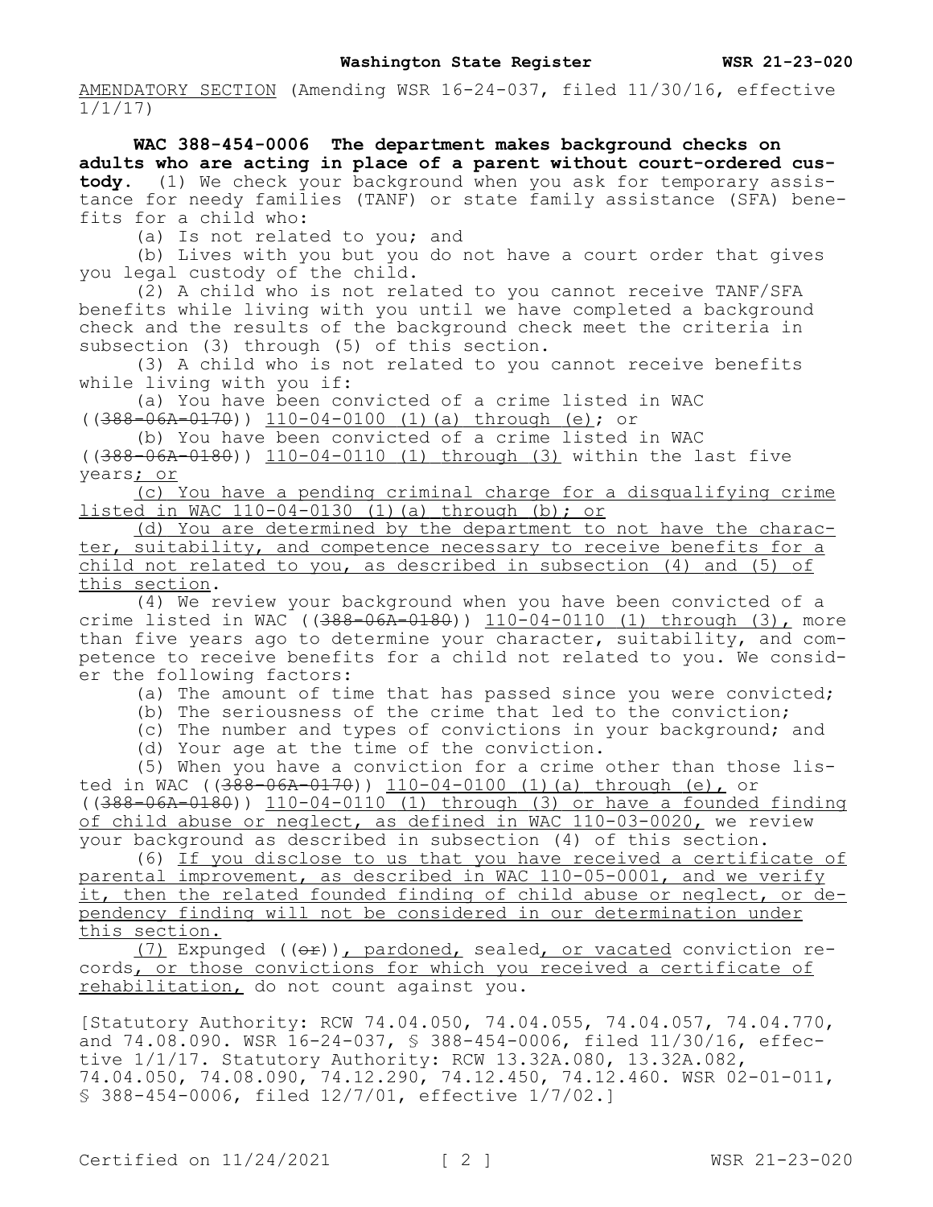AMENDATORY SECTION (Amending WSR 16-24-037, filed 11/30/16, effective 1/1/17)

**WAC 388-454-0006 The department makes background checks on adults who are acting in place of a parent without court-ordered custody.** (1) We check your background when you ask for temporary assistance for needy families (TANF) or state family assistance (SFA) benefits for a child who:

(a) Is not related to you; and

(b) Lives with you but you do not have a court order that gives you legal custody of the child.

(2) A child who is not related to you cannot receive TANF/SFA benefits while living with you until we have completed a background check and the results of the background check meet the criteria in subsection (3) through (5) of this section.

(3) A child who is not related to you cannot receive benefits while living with you if:

(a) You have been convicted of a crime listed in WAC ((~~388-06A-0170~~)) 110-04-0100 (1)(a) through (e); or

(b) You have been convicted of a crime listed in WAC ((~~388-06A-0180~~)) 110-04-0110 (1) through (3) within the last five years; or

(c) You have a pending criminal charge for a disqualifying crime listed in WAC 110-04-0130 (1)(a) through (b); or

(d) You are determined by the department to not have the character, suitability, and competence necessary to receive benefits for a child not related to you, as described in subsection (4) and (5) of this section.

(4) We review your background when you have been convicted of a crime listed in WAC ((~~388-06A-0180~~)) 110-04-0110 (1) through (3), more than five years ago to determine your character, suitability, and competence to receive benefits for a child not related to you. We consider the following factors:

(a) The amount of time that has passed since you were convicted;

(b) The seriousness of the crime that led to the conviction;

(c) The number and types of convictions in your background; and

(d) Your age at the time of the conviction.

(5) When you have a conviction for a crime other than those listed in WAC ((~~388-06A-0170~~)) 110-04-0100 (1)(a) through (e), or ((~~388-06A-0180~~)) 110-04-0110 (1) through (3) or have a founded finding of child abuse or neglect, as defined in WAC 110-03-0020, we review your background as described in subsection (4) of this section.

(6) If you disclose to us that you have received a certificate of parental improvement, as described in WAC 110-05-0001, and we verify it, then the related founded finding of child abuse or neglect, or dependency finding will not be considered in our determination under this section.

(7) Expunged ((~~or~~)), pardoned, sealed, or vacated conviction records, or those convictions for which you received a certificate of rehabilitation, do not count against you.

[Statutory Authority: RCW 74.04.050, 74.04.055, 74.04.057, 74.04.770, and 74.08.090. WSR 16-24-037, § 388-454-0006, filed 11/30/16, effective 1/1/17. Statutory Authority: RCW 13.32A.080, 13.32A.082, 74.04.050, 74.08.090, 74.12.290, 74.12.450, 74.12.460. WSR 02-01-011, § 388-454-0006, filed 12/7/01, effective 1/7/02.]